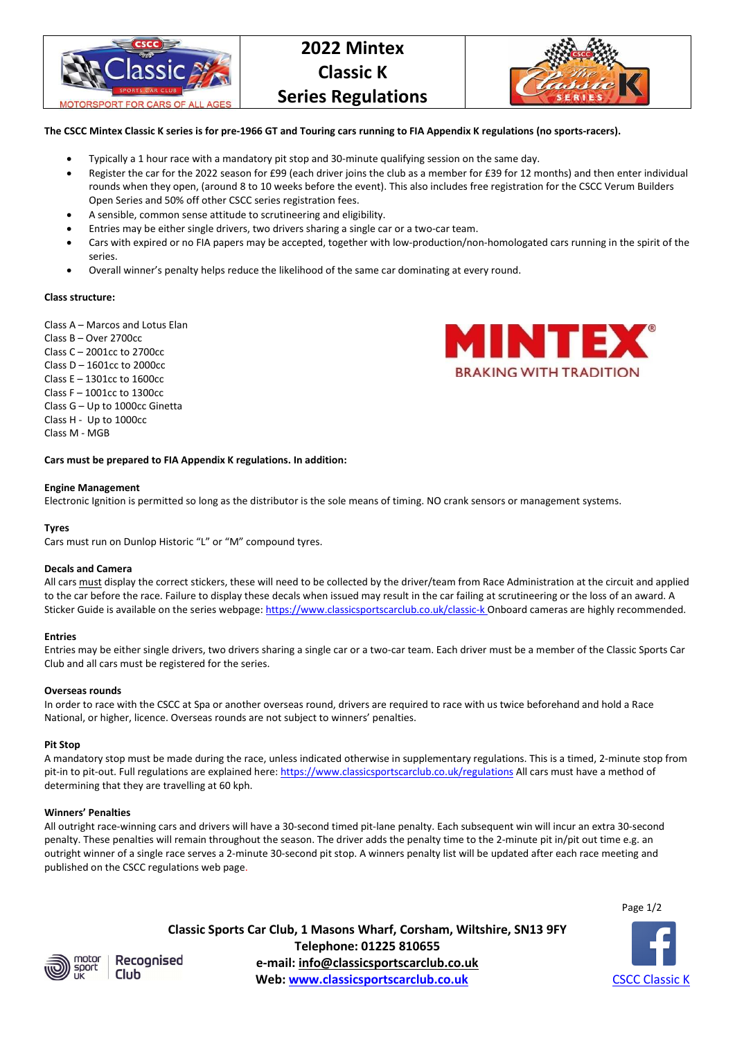# 2022 Mintex Classic K Series Regulations

**The CSCC Mintex Classic K series is for pre-1966 GT and Touring cars running to FIA Appendix K regulations (no sports-racers).**

- Typically a 1 hour race with a mandatory pit stop and 30-minute qualifying session on the same day.
- Register the car for the 2022 season for £99 (each driver joins the club as a member for £39 for 12 months) and then enter individual rounds when they open, (around 8 to 10 weeks before the event). This also includes free registration for the CSCC Verum Builders Open Series and 50% off other CSCC series registration fees.
- A sensible, common sense attitude to scrutineering and eligibility.
- Entries may be either single drivers, two drivers sharing a single car or a two-car team.
- Cars with expired or no FIA papers may be accepted, together with low-production/non-homologated cars running in the spirit of the series.
- Overall winner's penalty helps reduce the likelihood of the same car dominating at every round.

**Class structure:**

Class A – Marcos and Lotus Elan
Class B – Over 2700cc
Class C – 2001cc to 2700cc
Class D – 1601cc to 2000cc
Class E – 1301cc to 1600cc
Class F – 1001cc to 1300cc
Class G – Up to 1000cc Ginetta
Class H - Up to 1000cc
Class M - MGB

**Cars must be prepared to FIA Appendix K regulations. In addition:**

**Engine Management**
Electronic Ignition is permitted so long as the distributor is the sole means of timing. NO crank sensors or management systems.

**Tyres**
Cars must run on Dunlop Historic "L" or "M" compound tyres.

**Decals and Camera**
All cars must display the correct stickers, these will need to be collected by the driver/team from Race Administration at the circuit and applied to the car before the race. Failure to display these decals when issued may result in the car failing at scrutineering or the loss of an award. A Sticker Guide is available on the series webpage: https://www.classicsportscarclub.co.uk/classic-k Onboard cameras are highly recommended.

**Entries**
Entries may be either single drivers, two drivers sharing a single car or a two-car team. Each driver must be a member of the Classic Sports Car Club and all cars must be registered for the series.

**Overseas rounds**
In order to race with the CSCC at Spa or another overseas round, drivers are required to race with us twice beforehand and hold a Race National, or higher, licence. Overseas rounds are not subject to winners' penalties.

**Pit Stop**
A mandatory stop must be made during the race, unless indicated otherwise in supplementary regulations. This is a timed, 2-minute stop from pit-in to pit-out. Full regulations are explained here: https://www.classicsportscarclub.co.uk/regulations All cars must have a method of determining that they are travelling at 60 kph.

**Winners' Penalties**
All outright race-winning cars and drivers will have a 30-second timed pit-lane penalty. Each subsequent win will incur an extra 30-second penalty. These penalties will remain throughout the season. The driver adds the penalty time to the 2-minute pit in/pit out time e.g. an outright winner of a single race serves a 2-minute 30-second pit stop. A winners penalty list will be updated after each race meeting and published on the CSCC regulations web page.

**Classic Sports Car Club, 1 Masons Wharf, Corsham, Wiltshire, SN13 9FY**
**Telephone: 01225 810655**
**e-mail: info@classicsportscarclub.co.uk**
**Web: www.classicsportscarclub.co.uk**

CSCC Classic K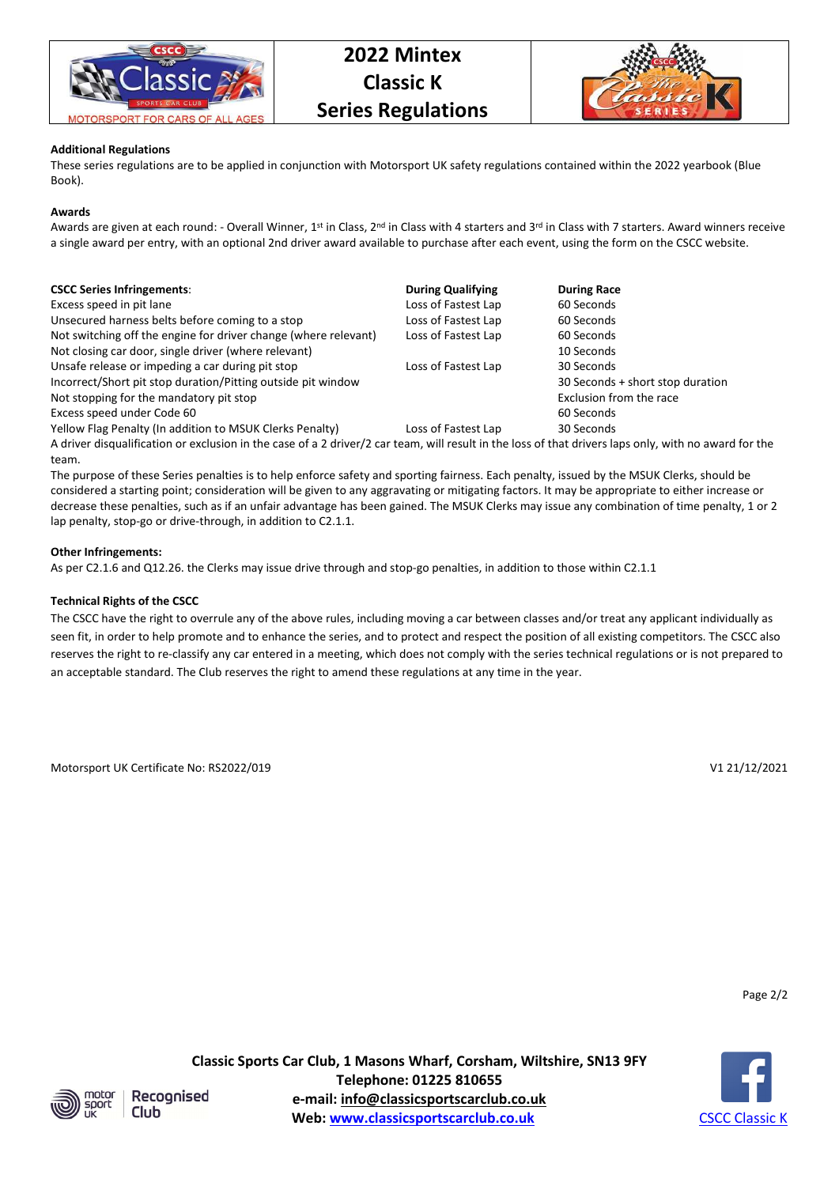# 2022 Mintex Classic K Series Regulations

**Additional Regulations**

These series regulations are to be applied in conjunction with Motorsport UK safety regulations contained within the 2022 yearbook (Blue Book).

**Awards**

Awards are given at each round: - Overall Winner, 1st in Class, 2nd in Class with 4 starters and 3rd in Class with 7 starters. Award winners receive a single award per entry, with an optional 2nd driver award available to purchase after each event, using the form on the CSCC website.

| **CSCC Series Infringements**: | **During Qualifying** | **During Race** |
|---|---|---|
| Excess speed in pit lane | Loss of Fastest Lap | 60 Seconds |
| Unsecured harness belts before coming to a stop | Loss of Fastest Lap | 60 Seconds |
| Not switching off the engine for driver change (where relevant) | Loss of Fastest Lap | 60 Seconds |
| Not closing car door, single driver (where relevant) | | 10 Seconds |
| Unsafe release or impeding a car during pit stop | Loss of Fastest Lap | 30 Seconds |
| Incorrect/Short pit stop duration/Pitting outside pit window | | 30 Seconds + short stop duration |
| Not stopping for the mandatory pit stop | | Exclusion from the race |
| Excess speed under Code 60 | | 60 Seconds |
| Yellow Flag Penalty (In addition to MSUK Clerks Penalty) | Loss of Fastest Lap | 30 Seconds |

A driver disqualification or exclusion in the case of a 2 driver/2 car team, will result in the loss of that drivers laps only, with no award for the team.

The purpose of these Series penalties is to help enforce safety and sporting fairness. Each penalty, issued by the MSUK Clerks, should be considered a starting point; consideration will be given to any aggravating or mitigating factors. It may be appropriate to either increase or decrease these penalties, such as if an unfair advantage has been gained. The MSUK Clerks may issue any combination of time penalty, 1 or 2 lap penalty, stop-go or drive-through, in addition to C2.1.1.

**Other Infringements:**

As per C2.1.6 and Q12.26. the Clerks may issue drive through and stop-go penalties, in addition to those within C2.1.1

**Technical Rights of the CSCC**

The CSCC have the right to overrule any of the above rules, including moving a car between classes and/or treat any applicant individually as seen fit, in order to help promote and to enhance the series, and to protect and respect the position of all existing competitors. The CSCC also reserves the right to re-classify any car entered in a meeting, which does not comply with the series technical regulations or is not prepared to an acceptable standard. The Club reserves the right to amend these regulations at any time in the year.

Motorsport UK Certificate No: RS2022/019

V1 21/12/2021

**Classic Sports Car Club, 1 Masons Wharf, Corsham, Wiltshire, SN13 9FY**
**Telephone: 01225 810655**
**e-mail: info@classicsportscarclub.co.uk**
**Web: www.classicsportscarclub.co.uk**

CSCC Classic K